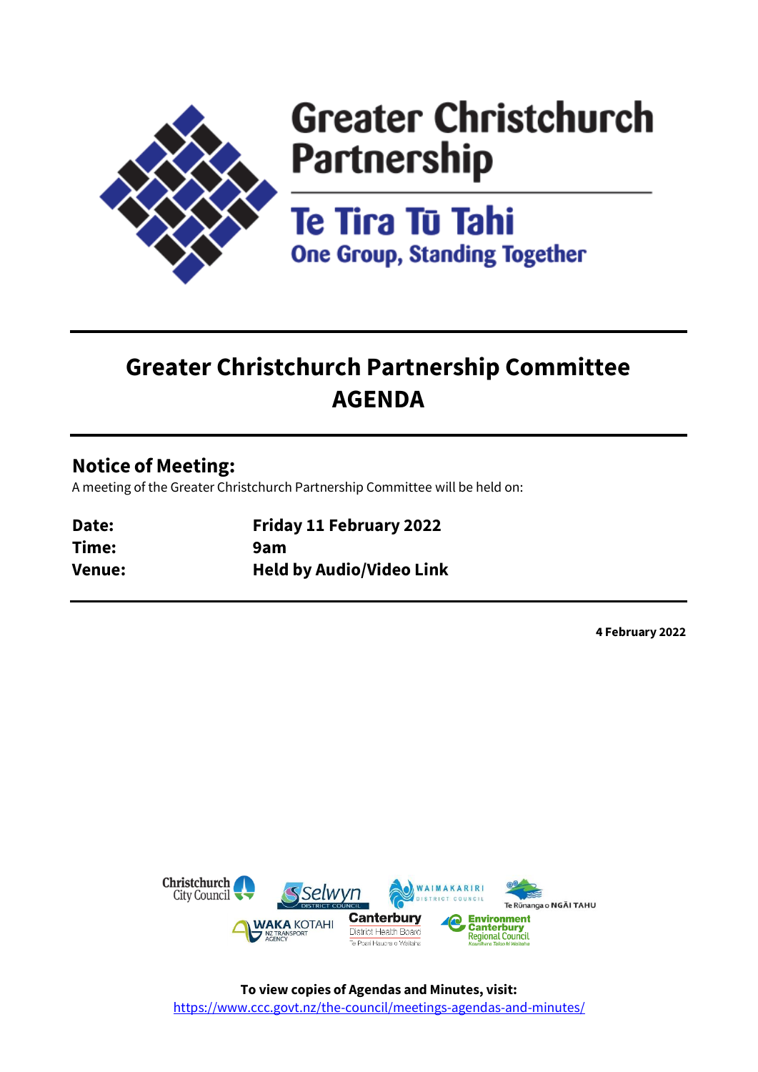# Greater Christchurch Partnership

## Te Tira Tū Tahi

**One Group, Standing Together**

# Greater Christchurch Partnership Committee AGENDA

## Notice of Meeting:

A meeting of the Greater Christchurch Partnership Committee will be held on:

| | |
|---|---|
| **Date:** | **Friday 11 February 2022** |
| **Time:** | **9am** |
| **Venue:** | **Held by Audio/Video Link** |

**4 February 2022**

Christchurch City Council | Selwyn District Council | Waimakariri District Council | Te Rūnanga o NGĀI TAHU | Waka Kotahi NZ Transport Agency | Canterbury District Health Board Te Poari Hauora o Waitaha | Environment Canterbury Regional Council Kaunihera Taiao ki Waitaha

**To view copies of Agendas and Minutes, visit:**
https://www.ccc.govt.nz/the-council/meetings-agendas-and-minutes/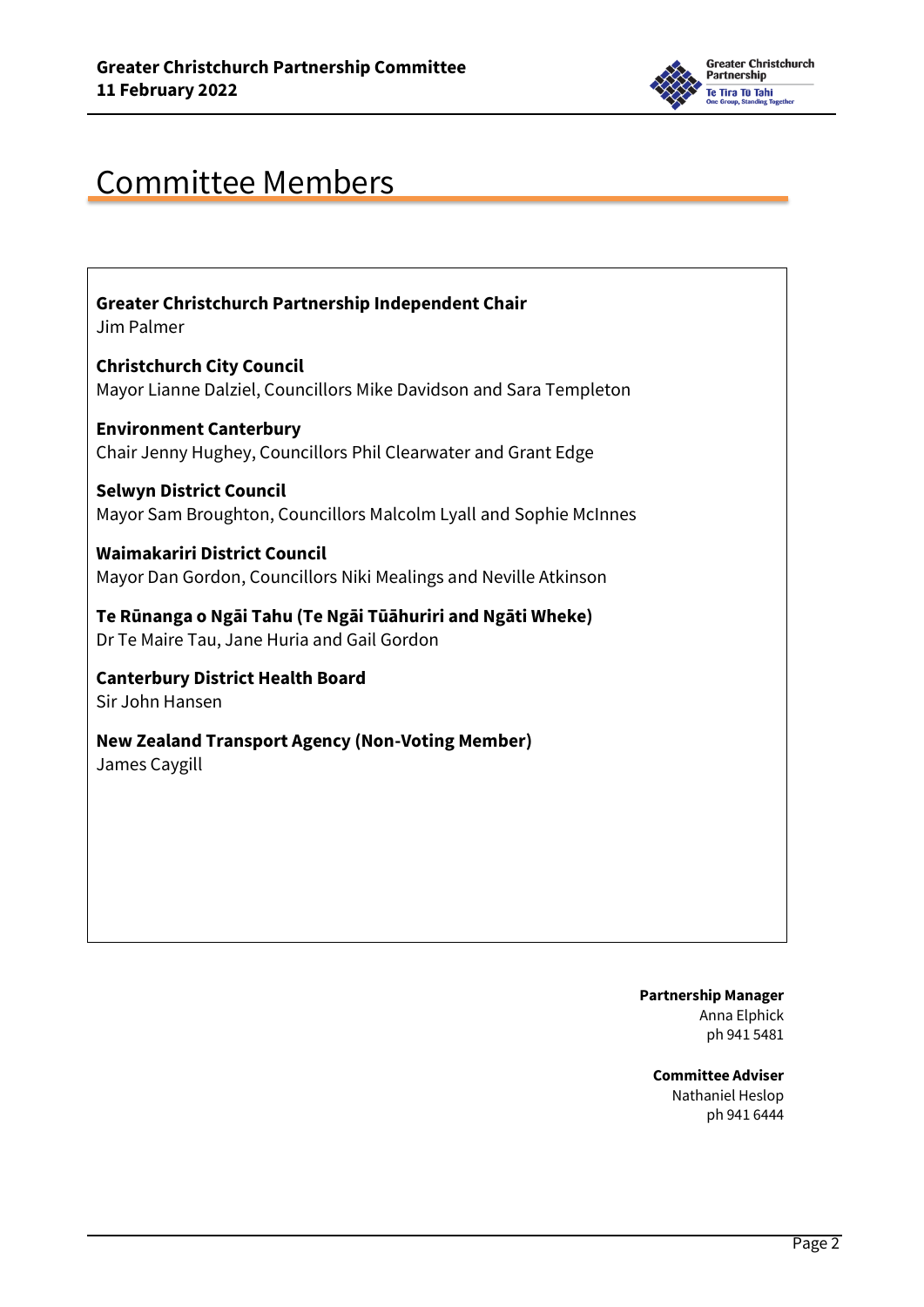# Committee Members

**Greater Christchurch Partnership Independent Chair**
Jim Palmer

**Christchurch City Council**
Mayor Lianne Dalziel, Councillors Mike Davidson and Sara Templeton

**Environment Canterbury**
Chair Jenny Hughey, Councillors Phil Clearwater and Grant Edge

**Selwyn District Council**
Mayor Sam Broughton, Councillors Malcolm Lyall and Sophie McInnes

**Waimakariri District Council**
Mayor Dan Gordon, Councillors Niki Mealings and Neville Atkinson

**Te Rūnanga o Ngāi Tahu (Te Ngāi Tūāhuriri and Ngāti Wheke)**
Dr Te Maire Tau, Jane Huria and Gail Gordon

**Canterbury District Health Board**
Sir John Hansen

**New Zealand Transport Agency (Non-Voting Member)**
James Caygill

**Partnership Manager**
Anna Elphick
ph 941 5481

**Committee Adviser**
Nathaniel Heslop
ph 941 6444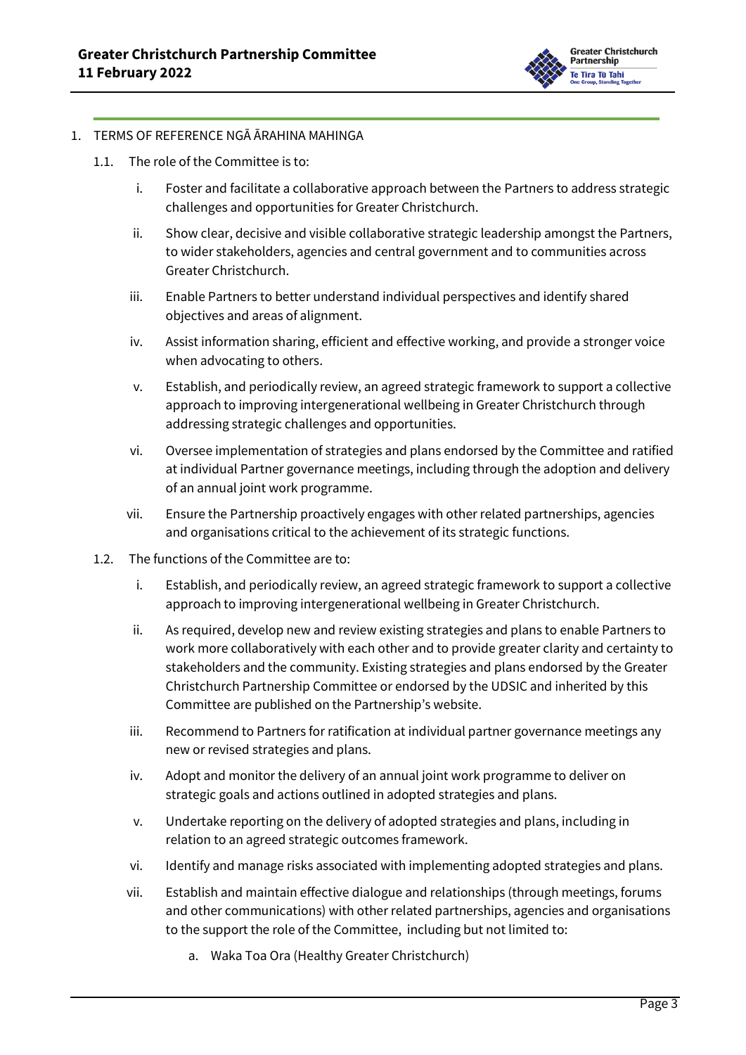1. TERMS OF REFERENCE NGĀ ĀRAHINA MAHINGA

   1.1. The role of the Committee is to:

      i. Foster and facilitate a collaborative approach between the Partners to address strategic challenges and opportunities for Greater Christchurch.

      ii. Show clear, decisive and visible collaborative strategic leadership amongst the Partners, to wider stakeholders, agencies and central government and to communities across Greater Christchurch.

      iii. Enable Partners to better understand individual perspectives and identify shared objectives and areas of alignment.

      iv. Assist information sharing, efficient and effective working, and provide a stronger voice when advocating to others.

      v. Establish, and periodically review, an agreed strategic framework to support a collective approach to improving intergenerational wellbeing in Greater Christchurch through addressing strategic challenges and opportunities.

      vi. Oversee implementation of strategies and plans endorsed by the Committee and ratified at individual Partner governance meetings, including through the adoption and delivery of an annual joint work programme.

      vii. Ensure the Partnership proactively engages with other related partnerships, agencies and organisations critical to the achievement of its strategic functions.

   1.2. The functions of the Committee are to:

      i. Establish, and periodically review, an agreed strategic framework to support a collective approach to improving intergenerational wellbeing in Greater Christchurch.

      ii. As required, develop new and review existing strategies and plans to enable Partners to work more collaboratively with each other and to provide greater clarity and certainty to stakeholders and the community. Existing strategies and plans endorsed by the Greater Christchurch Partnership Committee or endorsed by the UDSIC and inherited by this Committee are published on the Partnership's website.

      iii. Recommend to Partners for ratification at individual partner governance meetings any new or revised strategies and plans.

      iv. Adopt and monitor the delivery of an annual joint work programme to deliver on strategic goals and actions outlined in adopted strategies and plans.

      v. Undertake reporting on the delivery of adopted strategies and plans, including in relation to an agreed strategic outcomes framework.

      vi. Identify and manage risks associated with implementing adopted strategies and plans.

      vii. Establish and maintain effective dialogue and relationships (through meetings, forums and other communications) with other related partnerships, agencies and organisations to the support the role of the Committee, including but not limited to:

         a. Waka Toa Ora (Healthy Greater Christchurch)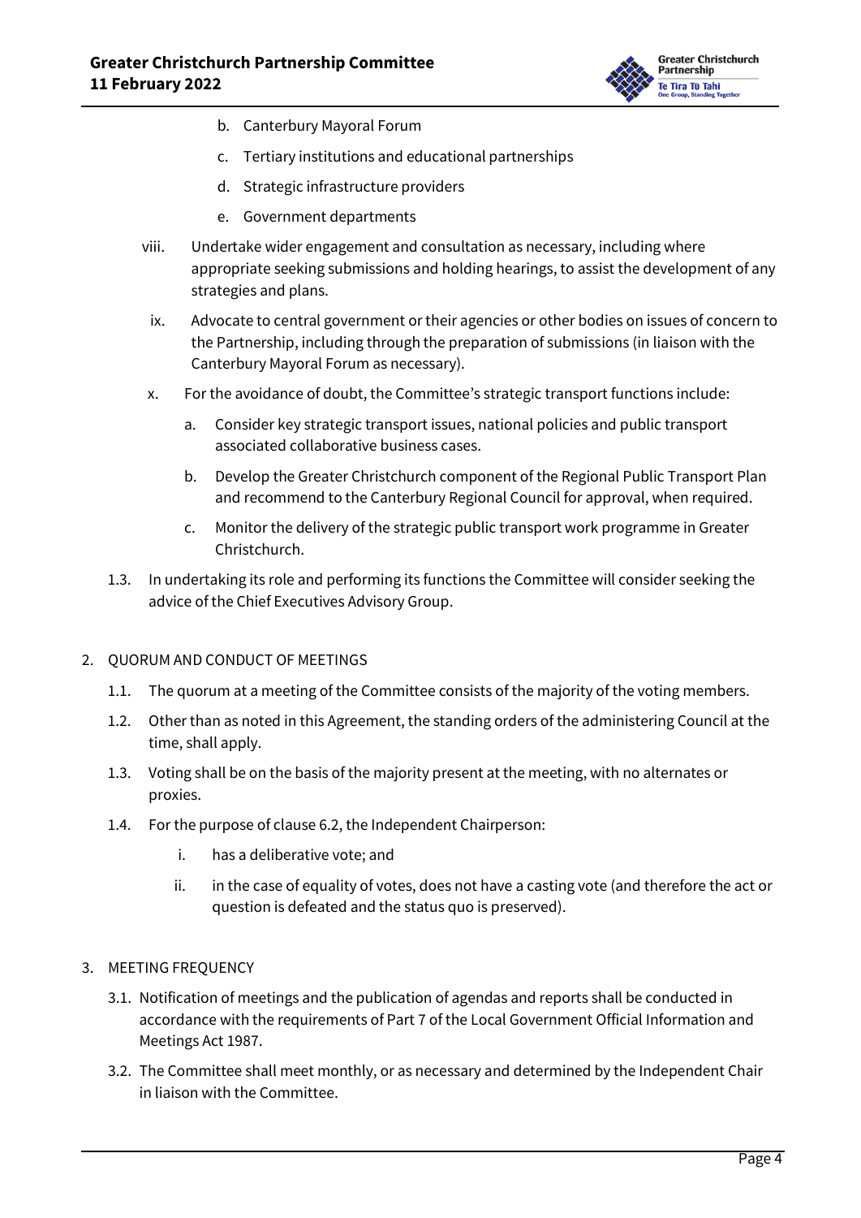b. Canterbury Mayoral Forum

   c. Tertiary institutions and educational partnerships

   d. Strategic infrastructure providers

   e. Government departments

viii. Undertake wider engagement and consultation as necessary, including where appropriate seeking submissions and holding hearings, to assist the development of any strategies and plans.

ix. Advocate to central government or their agencies or other bodies on issues of concern to the Partnership, including through the preparation of submissions (in liaison with the Canterbury Mayoral Forum as necessary).

x. For the avoidance of doubt, the Committee's strategic transport functions include:

   a. Consider key strategic transport issues, national policies and public transport associated collaborative business cases.

   b. Develop the Greater Christchurch component of the Regional Public Transport Plan and recommend to the Canterbury Regional Council for approval, when required.

   c. Monitor the delivery of the strategic public transport work programme in Greater Christchurch.

1.3. In undertaking its role and performing its functions the Committee will consider seeking the advice of the Chief Executives Advisory Group.

2. QUORUM AND CONDUCT OF MEETINGS

1.1. The quorum at a meeting of the Committee consists of the majority of the voting members.

1.2. Other than as noted in this Agreement, the standing orders of the administering Council at the time, shall apply.

1.3. Voting shall be on the basis of the majority present at the meeting, with no alternates or proxies.

1.4. For the purpose of clause 6.2, the Independent Chairperson:

   i. has a deliberative vote; and

   ii. in the case of equality of votes, does not have a casting vote (and therefore the act or question is defeated and the status quo is preserved).

3. MEETING FREQUENCY

3.1. Notification of meetings and the publication of agendas and reports shall be conducted in accordance with the requirements of Part 7 of the Local Government Official Information and Meetings Act 1987.

3.2. The Committee shall meet monthly, or as necessary and determined by the Independent Chair in liaison with the Committee.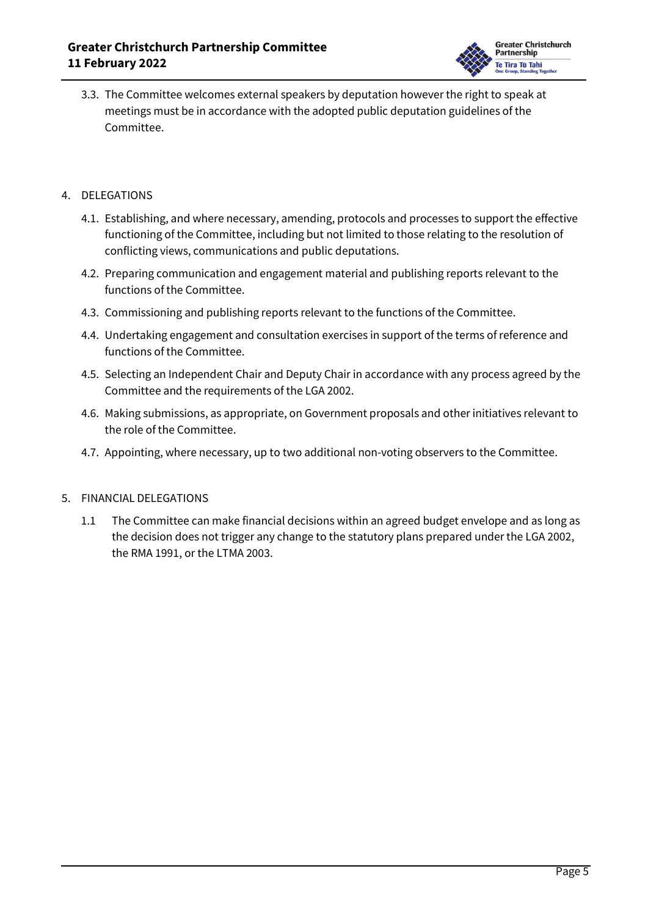3.3. The Committee welcomes external speakers by deputation however the right to speak at meetings must be in accordance with the adopted public deputation guidelines of the Committee.

4. DELEGATIONS

4.1. Establishing, and where necessary, amending, protocols and processes to support the effective functioning of the Committee, including but not limited to those relating to the resolution of conflicting views, communications and public deputations.

4.2. Preparing communication and engagement material and publishing reports relevant to the functions of the Committee.

4.3. Commissioning and publishing reports relevant to the functions of the Committee.

4.4. Undertaking engagement and consultation exercises in support of the terms of reference and functions of the Committee.

4.5. Selecting an Independent Chair and Deputy Chair in accordance with any process agreed by the Committee and the requirements of the LGA 2002.

4.6. Making submissions, as appropriate, on Government proposals and other initiatives relevant to the role of the Committee.

4.7. Appointing, where necessary, up to two additional non-voting observers to the Committee.

5. FINANCIAL DELEGATIONS

1.1 The Committee can make financial decisions within an agreed budget envelope and as long as the decision does not trigger any change to the statutory plans prepared under the LGA 2002, the RMA 1991, or the LTMA 2003.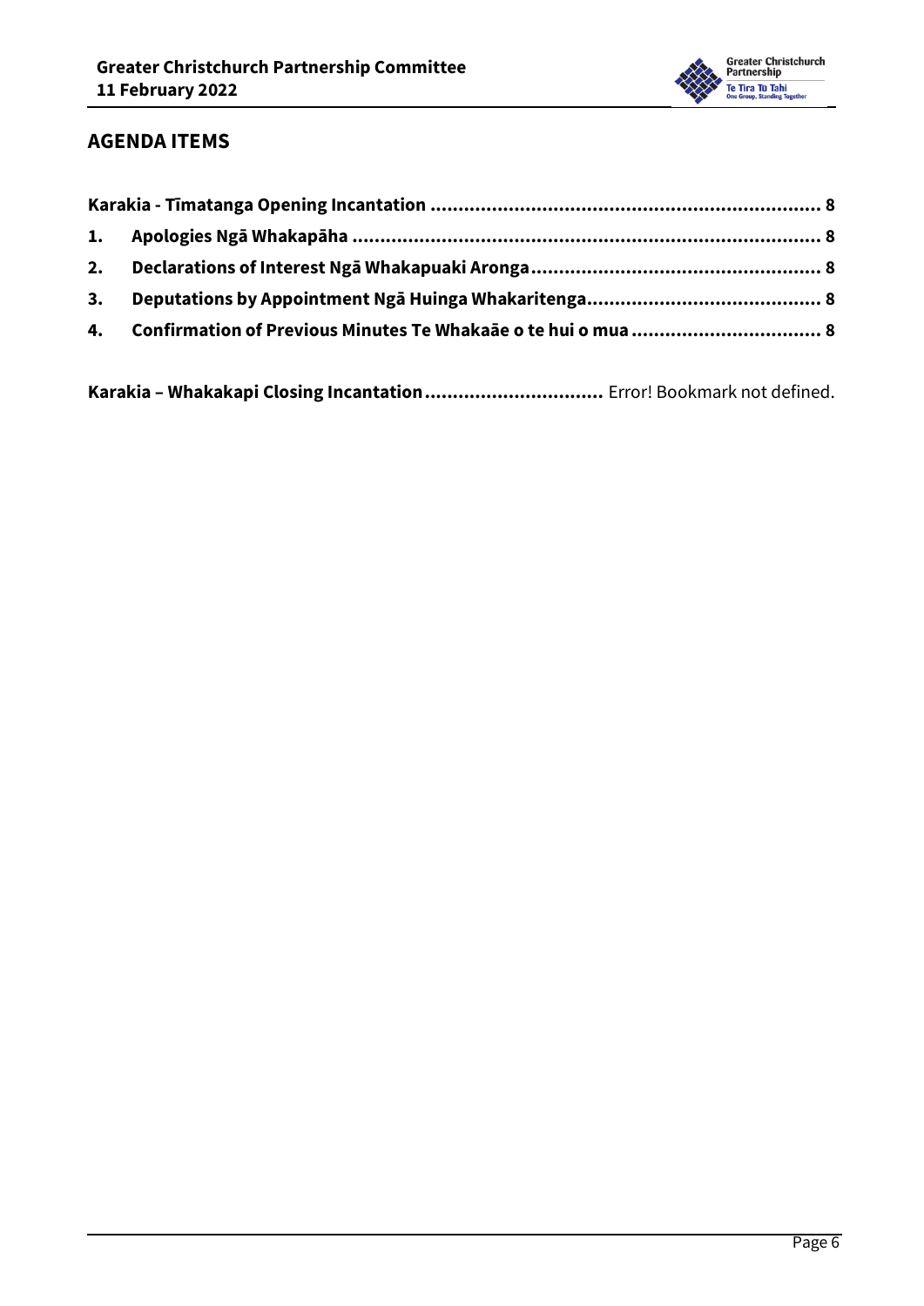## AGENDA ITEMS

**Karakia - Tīmatanga Opening Incantation ..................................................................... 8**

**1. Apologies Ngā Whakapāha ................................................................................... 8**

**2. Declarations of Interest Ngā Whakapuaki Aronga .................................................... 8**

**3. Deputations by Appointment Ngā Huinga Whakaritenga.......................................... 8**

**4. Confirmation of Previous Minutes Te Whakaāe o te hui o mua ................................. 8**

**Karakia – Whakakapi Closing Incantation................................** Error! Bookmark not defined.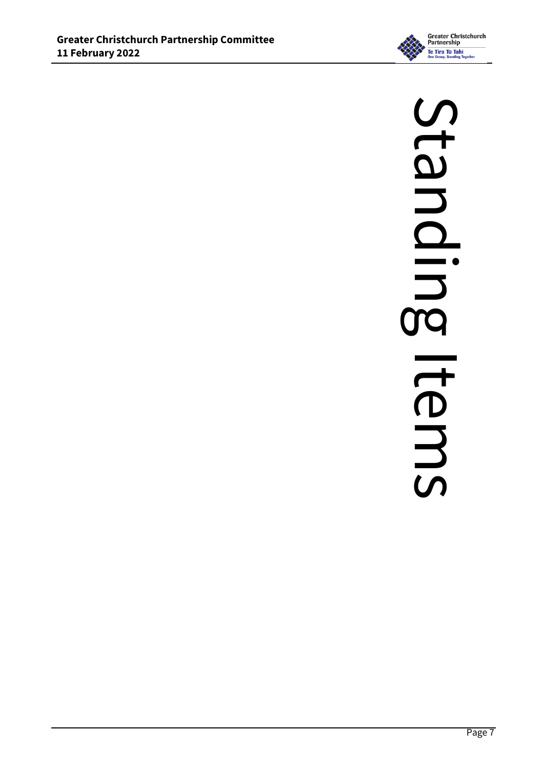# Standing Items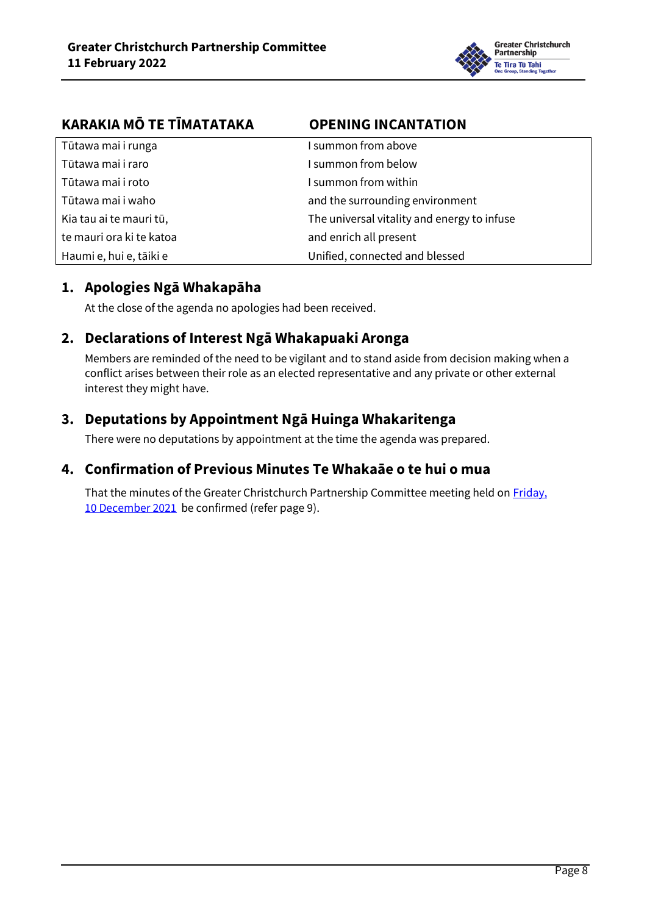| KARAKIA MŌ TE TĪMATATAKA | OPENING INCANTATION |
| --- | --- |
| Tūtawa mai i runga | I summon from above |
| Tūtawa mai i raro | I summon from below |
| Tūtawa mai i roto | I summon from within |
| Tūtawa mai i waho | and the surrounding environment |
| Kia tau ai te mauri tū, | The universal vitality and energy to infuse |
| te mauri ora ki te katoa | and enrich all present |
| Haumi e, hui e, tāiki e | Unified, connected and blessed |

## 1. Apologies Ngā Whakapāha

At the close of the agenda no apologies had been received.

## 2. Declarations of Interest Ngā Whakapuaki Aronga

Members are reminded of the need to be vigilant and to stand aside from decision making when a conflict arises between their role as an elected representative and any private or other external interest they might have.

## 3. Deputations by Appointment Ngā Huinga Whakaritenga

There were no deputations by appointment at the time the agenda was prepared.

## 4. Confirmation of Previous Minutes Te Whakaāe o te hui o mua

That the minutes of the Greater Christchurch Partnership Committee meeting held on Friday, 10 December 2021 be confirmed (refer page 9).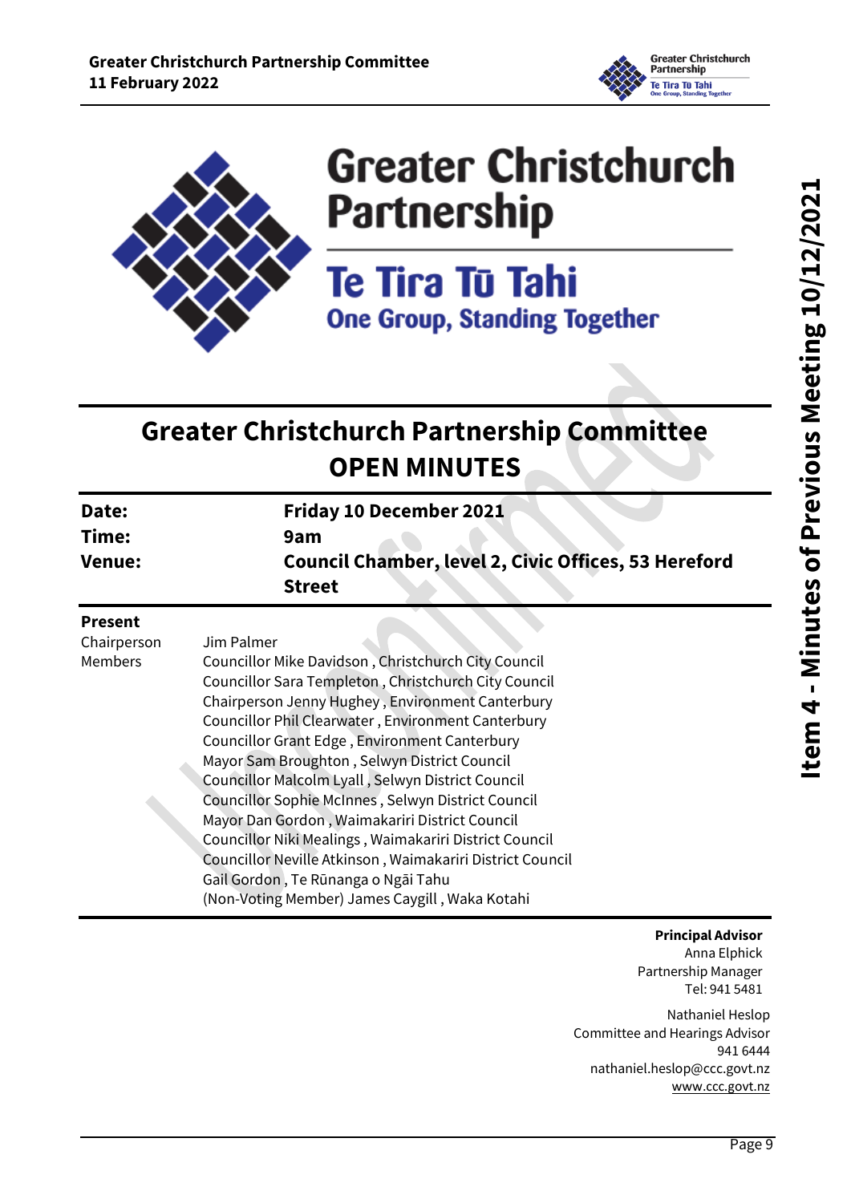# Greater Christchurch Partnership

## Te Tira Tū Tahi

### One Group, Standing Together

# Greater Christchurch Partnership Committee OPEN MINUTES

| | |
|---|---|
| **Date:** | **Friday 10 December 2021** |
| **Time:** | **9am** |
| **Venue:** | **Council Chamber, level 2, Civic Offices, 53 Hereford Street** |

**Present**

| | |
|---|---|
| Chairperson | Jim Palmer |
| Members | Councillor Mike Davidson , Christchurch City Council |
| | Councillor Sara Templeton , Christchurch City Council |
| | Chairperson Jenny Hughey , Environment Canterbury |
| | Councillor Phil Clearwater , Environment Canterbury |
| | Councillor Grant Edge , Environment Canterbury |
| | Mayor Sam Broughton , Selwyn District Council |
| | Councillor Malcolm Lyall , Selwyn District Council |
| | Councillor Sophie McInnes , Selwyn District Council |
| | Mayor Dan Gordon , Waimakariri District Council |
| | Councillor Niki Mealings , Waimakariri District Council |
| | Councillor Neville Atkinson , Waimakariri District Council |
| | Gail Gordon , Te Rūnanga o Ngāi Tahu |
| | (Non-Voting Member) James Caygill , Waka Kotahi |

**Principal Advisor**
Anna Elphick
Partnership Manager
Tel: 941 5481

Nathaniel Heslop
Committee and Hearings Advisor
941 6444
nathaniel.heslop@ccc.govt.nz
www.ccc.govt.nz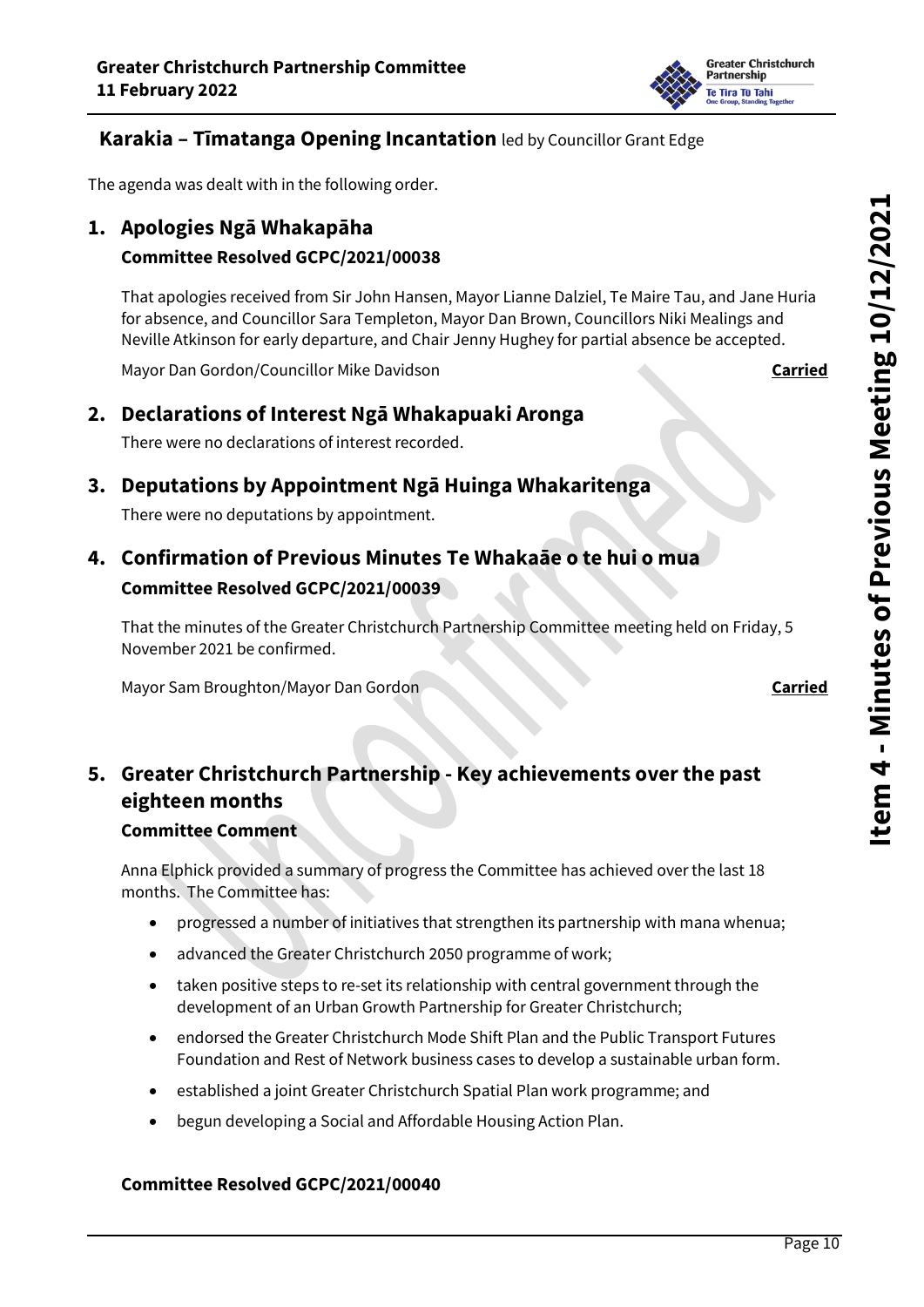## Karakia – Tīmatanga Opening Incantation led by Councillor Grant Edge

The agenda was dealt with in the following order.

## 1. Apologies Ngā Whakapāha

**Committee Resolved GCPC/2021/00038**

That apologies received from Sir John Hansen, Mayor Lianne Dalziel, Te Maire Tau, and Jane Huria for absence, and Councillor Sara Templeton, Mayor Dan Brown, Councillors Niki Mealings and Neville Atkinson for early departure, and Chair Jenny Hughey for partial absence be accepted.

Mayor Dan Gordon/Councillor Mike Davidson **Carried**

## 2. Declarations of Interest Ngā Whakapuaki Aronga

There were no declarations of interest recorded.

## 3. Deputations by Appointment Ngā Huinga Whakaritenga

There were no deputations by appointment.

## 4. Confirmation of Previous Minutes Te Whakaāe o te hui o mua

**Committee Resolved GCPC/2021/00039**

That the minutes of the Greater Christchurch Partnership Committee meeting held on Friday, 5 November 2021 be confirmed.

Mayor Sam Broughton/Mayor Dan Gordon **Carried**

## 5. Greater Christchurch Partnership - Key achievements over the past eighteen months

**Committee Comment**

Anna Elphick provided a summary of progress the Committee has achieved over the last 18 months. The Committee has:

- progressed a number of initiatives that strengthen its partnership with mana whenua;
- advanced the Greater Christchurch 2050 programme of work;
- taken positive steps to re-set its relationship with central government through the development of an Urban Growth Partnership for Greater Christchurch;
- endorsed the Greater Christchurch Mode Shift Plan and the Public Transport Futures Foundation and Rest of Network business cases to develop a sustainable urban form.
- established a joint Greater Christchurch Spatial Plan work programme; and
- begun developing a Social and Affordable Housing Action Plan.

**Committee Resolved GCPC/2021/00040**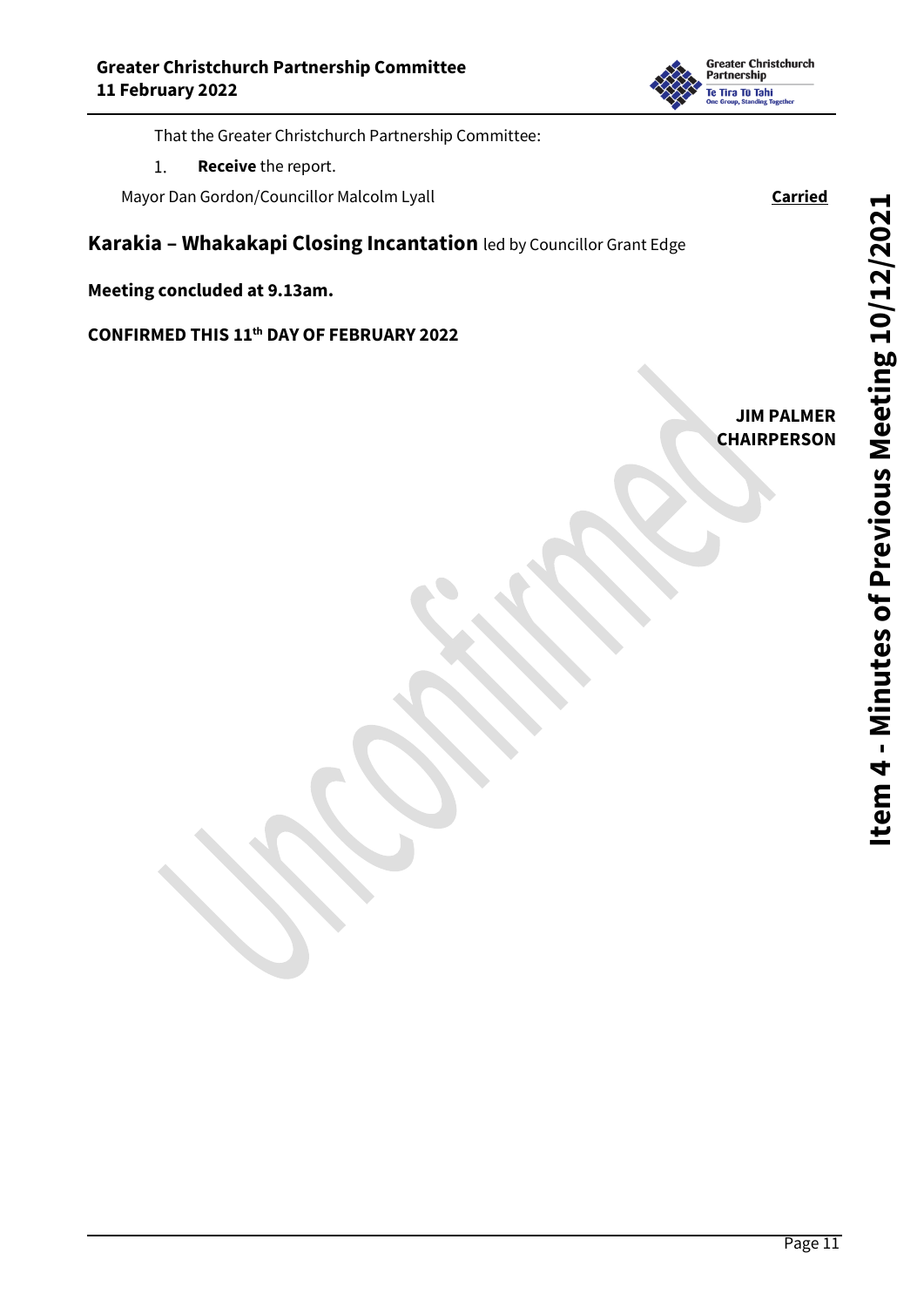That the Greater Christchurch Partnership Committee:

1. **Receive** the report.

Mayor Dan Gordon/Councillor Malcolm Lyall **Carried**

## Karakia – Whakakapi Closing Incantation led by Councillor Grant Edge

**Meeting concluded at 9.13am.**

**CONFIRMED THIS 11th DAY OF FEBRUARY 2022**

**JIM PALMER**
**CHAIRPERSON**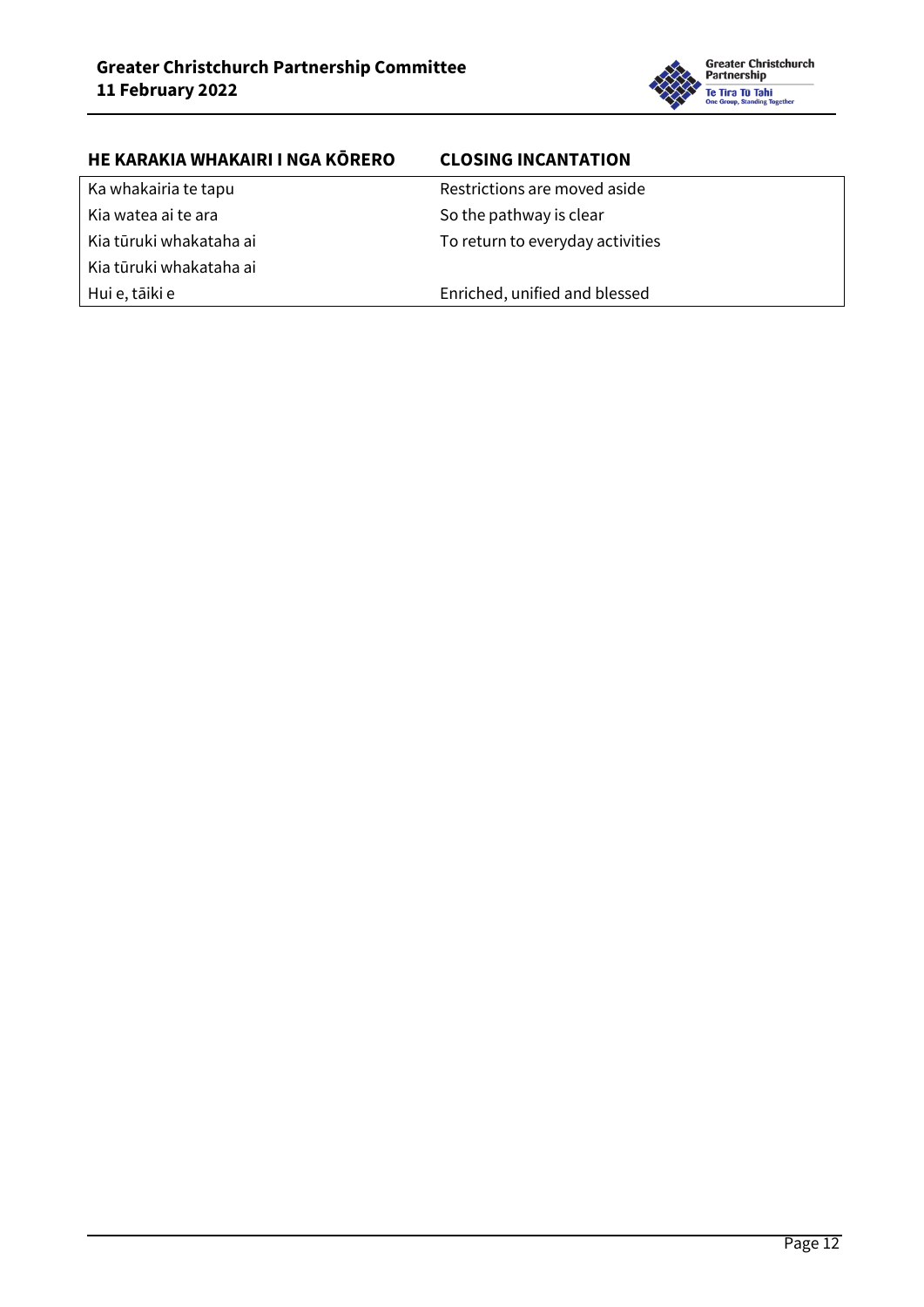| HE KARAKIA WHAKAIRI I NGA KŌRERO | CLOSING INCANTATION |
|---|---|
| Ka whakairia te tapu | Restrictions are moved aside |
| Kia watea ai te ara | So the pathway is clear |
| Kia tūruki whakataha ai | To return to everyday activities |
| Kia tūruki whakataha ai | |
| Hui e, tāiki e | Enriched, unified and blessed |